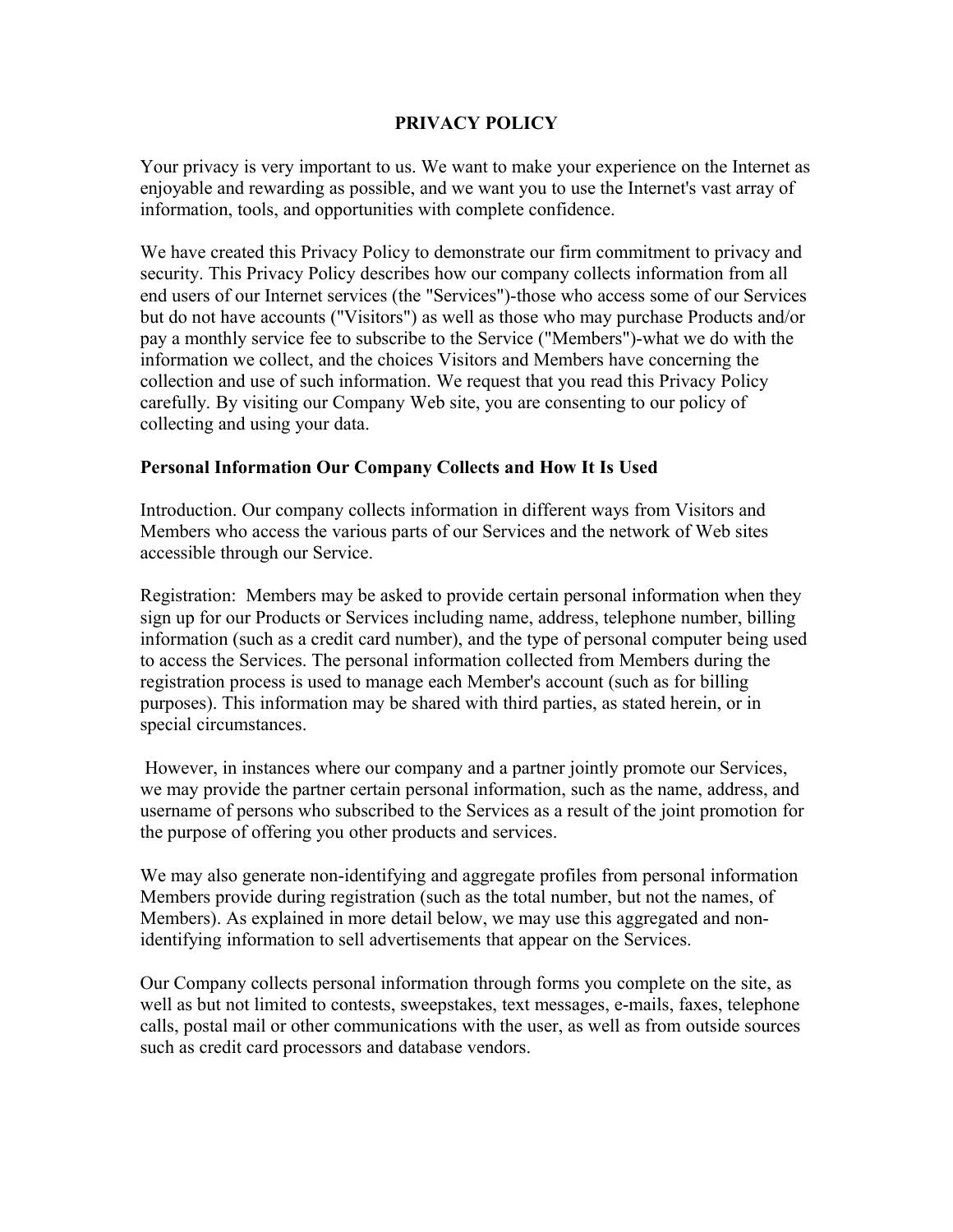# PRIVACY POLICY

Your privacy is very important to us. We want to make your experience on the Internet as enjoyable and rewarding as possible, and we want you to use the Internet's vast array of information, tools, and opportunities with complete confidence.

We have created this Privacy Policy to demonstrate our firm commitment to privacy and security. This Privacy Policy describes how our company collects information from all end users of our Internet services (the "Services")-those who access some of our Services but do not have accounts ("Visitors") as well as those who may purchase Products and/or pay a monthly service fee to subscribe to the Service ("Members")-what we do with the information we collect, and the choices Visitors and Members have concerning the collection and use of such information. We request that you read this Privacy Policy carefully. By visiting our Company Web site, you are consenting to our policy of collecting and using your data.

## Personal Information Our Company Collects and How It Is Used

Introduction. Our company collects information in different ways from Visitors and Members who access the various parts of our Services and the network of Web sites accessible through our Service.

Registration: Members may be asked to provide certain personal information when they sign up for our Products or Services including name, address, telephone number, billing information (such as a credit card number), and the type of personal computer being used to access the Services. The personal information collected from Members during the registration process is used to manage each Member's account (such as for billing purposes). This information may be shared with third parties, as stated herein, or in special circumstances.

However, in instances where our company and a partner jointly promote our Services, we may provide the partner certain personal information, such as the name, address, and username of persons who subscribed to the Services as a result of the joint promotion for the purpose of offering you other products and services.

We may also generate non-identifying and aggregate profiles from personal information Members provide during registration (such as the total number, but not the names, of Members). As explained in more detail below, we may use this aggregated and non-identifying information to sell advertisements that appear on the Services.

Our Company collects personal information through forms you complete on the site, as well as but not limited to contests, sweepstakes, text messages, e-mails, faxes, telephone calls, postal mail or other communications with the user, as well as from outside sources such as credit card processors and database vendors.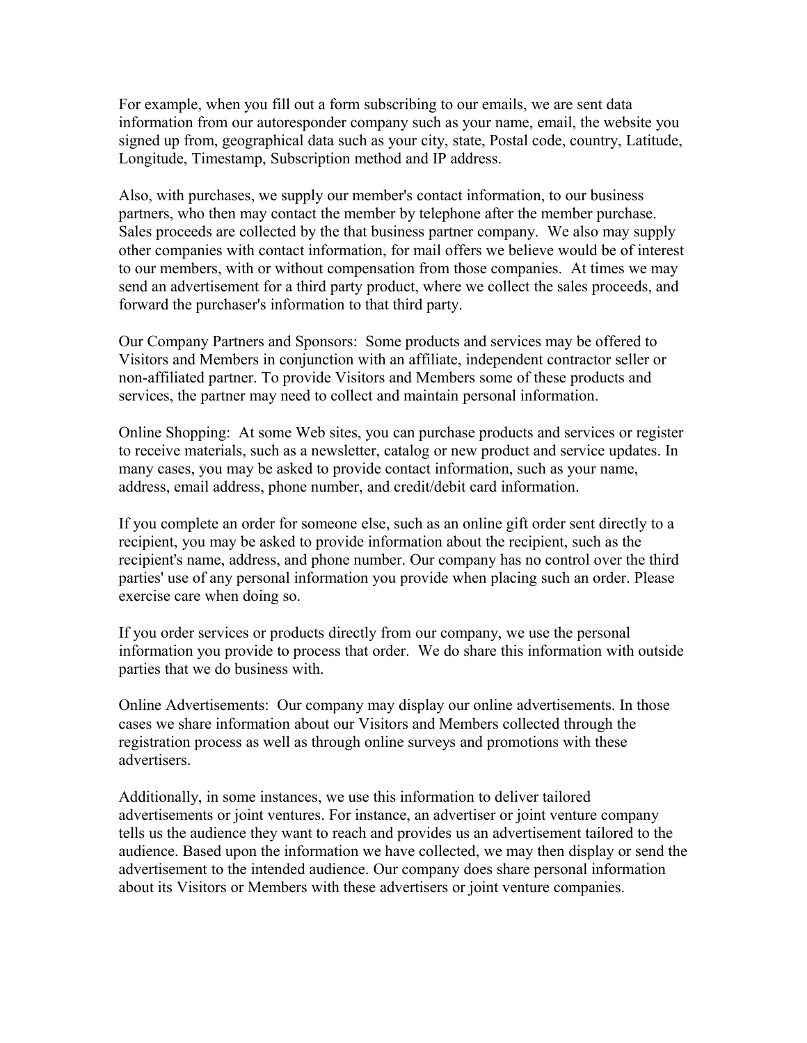For example, when you fill out a form subscribing to our emails, we are sent data information from our autoresponder company such as your name, email, the website you signed up from, geographical data such as your city, state, Postal code, country, Latitude, Longitude, Timestamp, Subscription method and IP address.

Also, with purchases, we supply our member's contact information, to our business partners, who then may contact the member by telephone after the member purchase. Sales proceeds are collected by the that business partner company. We also may supply other companies with contact information, for mail offers we believe would be of interest to our members, with or without compensation from those companies. At times we may send an advertisement for a third party product, where we collect the sales proceeds, and forward the purchaser's information to that third party.

Our Company Partners and Sponsors: Some products and services may be offered to Visitors and Members in conjunction with an affiliate, independent contractor seller or non-affiliated partner. To provide Visitors and Members some of these products and services, the partner may need to collect and maintain personal information.

Online Shopping: At some Web sites, you can purchase products and services or register to receive materials, such as a newsletter, catalog or new product and service updates. In many cases, you may be asked to provide contact information, such as your name, address, email address, phone number, and credit/debit card information.

If you complete an order for someone else, such as an online gift order sent directly to a recipient, you may be asked to provide information about the recipient, such as the recipient's name, address, and phone number. Our company has no control over the third parties' use of any personal information you provide when placing such an order. Please exercise care when doing so.

If you order services or products directly from our company, we use the personal information you provide to process that order. We do share this information with outside parties that we do business with.

Online Advertisements: Our company may display our online advertisements. In those cases we share information about our Visitors and Members collected through the registration process as well as through online surveys and promotions with these advertisers.

Additionally, in some instances, we use this information to deliver tailored advertisements or joint ventures. For instance, an advertiser or joint venture company tells us the audience they want to reach and provides us an advertisement tailored to the audience. Based upon the information we have collected, we may then display or send the advertisement to the intended audience. Our company does share personal information about its Visitors or Members with these advertisers or joint venture companies.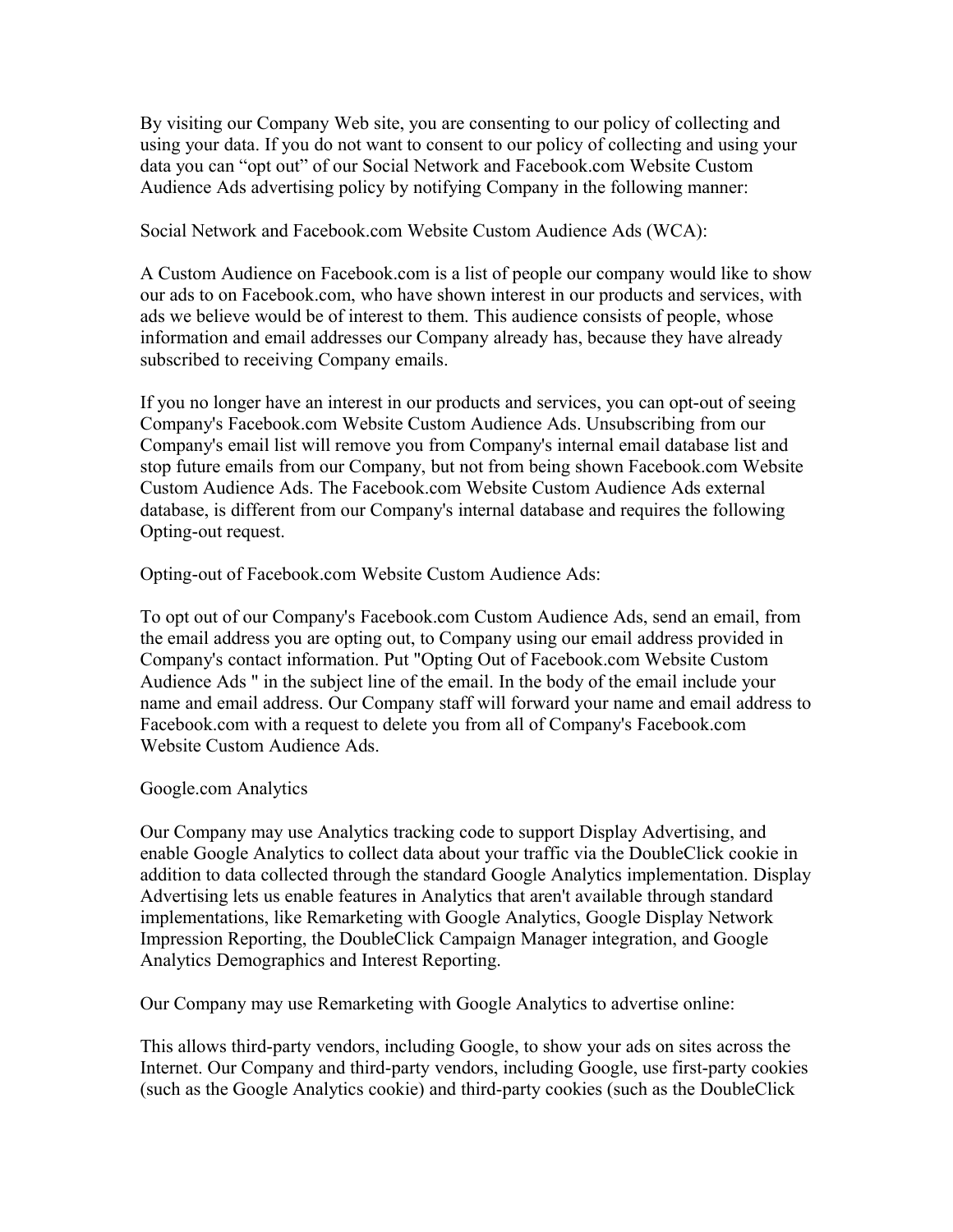By visiting our Company Web site, you are consenting to our policy of collecting and using your data. If you do not want to consent to our policy of collecting and using your data you can “opt out” of our Social Network and Facebook.com Website Custom Audience Ads advertising policy by notifying Company in the following manner:

Social Network and Facebook.com Website Custom Audience Ads (WCA):

A Custom Audience on Facebook.com is a list of people our company would like to show our ads to on Facebook.com, who have shown interest in our products and services, with ads we believe would be of interest to them. This audience consists of people, whose information and email addresses our Company already has, because they have already subscribed to receiving Company emails.

If you no longer have an interest in our products and services, you can opt-out of seeing Company's Facebook.com Website Custom Audience Ads. Unsubscribing from our Company's email list will remove you from Company's internal email database list and stop future emails from our Company, but not from being shown Facebook.com Website Custom Audience Ads. The Facebook.com Website Custom Audience Ads external database, is different from our Company's internal database and requires the following Opting-out request.

Opting-out of Facebook.com Website Custom Audience Ads:

To opt out of our Company's Facebook.com Custom Audience Ads, send an email, from the email address you are opting out, to Company using our email address provided in Company's contact information. Put "Opting Out of Facebook.com Website Custom Audience Ads " in the subject line of the email. In the body of the email include your name and email address. Our Company staff will forward your name and email address to Facebook.com with a request to delete you from all of Company's Facebook.com Website Custom Audience Ads.

Google.com Analytics

Our Company may use Analytics tracking code to support Display Advertising, and enable Google Analytics to collect data about your traffic via the DoubleClick cookie in addition to data collected through the standard Google Analytics implementation. Display Advertising lets us enable features in Analytics that aren't available through standard implementations, like Remarketing with Google Analytics, Google Display Network Impression Reporting, the DoubleClick Campaign Manager integration, and Google Analytics Demographics and Interest Reporting.

Our Company may use Remarketing with Google Analytics to advertise online:

This allows third-party vendors, including Google, to show your ads on sites across the Internet. Our Company and third-party vendors, including Google, use first-party cookies (such as the Google Analytics cookie) and third-party cookies (such as the DoubleClick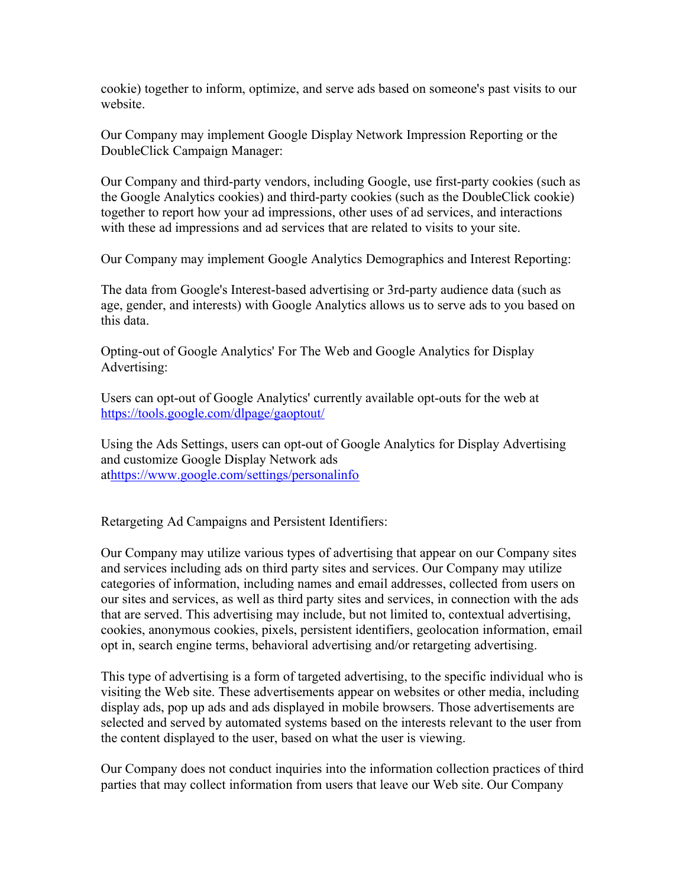cookie) together to inform, optimize, and serve ads based on someone's past visits to our website.

Our Company may implement Google Display Network Impression Reporting or the DoubleClick Campaign Manager:

Our Company and third-party vendors, including Google, use first-party cookies (such as the Google Analytics cookies) and third-party cookies (such as the DoubleClick cookie) together to report how your ad impressions, other uses of ad services, and interactions with these ad impressions and ad services that are related to visits to your site.

Our Company may implement Google Analytics Demographics and Interest Reporting:

The data from Google's Interest-based advertising or 3rd-party audience data (such as age, gender, and interests) with Google Analytics allows us to serve ads to you based on this data.

Opting-out of Google Analytics' For The Web and Google Analytics for Display Advertising:

Users can opt-out of Google Analytics' currently available opt-outs for the web at [https://tools.google.com/dlpage/gaoptout/](https://tools.google.com/dlpage/gaoptout/)

Using the Ads Settings, users can opt-out of Google Analytics for Display Advertising and customize Google Display Network ads at[https://www.google.com/settings/personalinfo](https://www.google.com/settings/personalinfo)

Retargeting Ad Campaigns and Persistent Identifiers:

Our Company may utilize various types of advertising that appear on our Company sites and services including ads on third party sites and services. Our Company may utilize categories of information, including names and email addresses, collected from users on our sites and services, as well as third party sites and services, in connection with the ads that are served. This advertising may include, but not limited to, contextual advertising, cookies, anonymous cookies, pixels, persistent identifiers, geolocation information, email opt in, search engine terms, behavioral advertising and/or retargeting advertising.

This type of advertising is a form of targeted advertising, to the specific individual who is visiting the Web site. These advertisements appear on websites or other media, including display ads, pop up ads and ads displayed in mobile browsers. Those advertisements are selected and served by automated systems based on the interests relevant to the user from the content displayed to the user, based on what the user is viewing.

Our Company does not conduct inquiries into the information collection practices of third parties that may collect information from users that leave our Web site. Our Company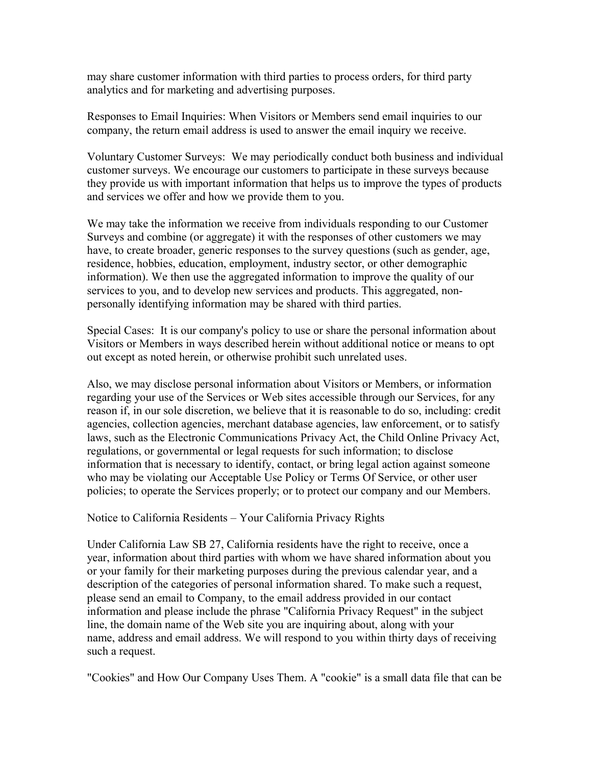may share customer information with third parties to process orders, for third party analytics and for marketing and advertising purposes.

Responses to Email Inquiries: When Visitors or Members send email inquiries to our company, the return email address is used to answer the email inquiry we receive.

Voluntary Customer Surveys: We may periodically conduct both business and individual customer surveys. We encourage our customers to participate in these surveys because they provide us with important information that helps us to improve the types of products and services we offer and how we provide them to you.

We may take the information we receive from individuals responding to our Customer Surveys and combine (or aggregate) it with the responses of other customers we may have, to create broader, generic responses to the survey questions (such as gender, age, residence, hobbies, education, employment, industry sector, or other demographic information). We then use the aggregated information to improve the quality of our services to you, and to develop new services and products. This aggregated, non-personally identifying information may be shared with third parties.

Special Cases: It is our company's policy to use or share the personal information about Visitors or Members in ways described herein without additional notice or means to opt out except as noted herein, or otherwise prohibit such unrelated uses.

Also, we may disclose personal information about Visitors or Members, or information regarding your use of the Services or Web sites accessible through our Services, for any reason if, in our sole discretion, we believe that it is reasonable to do so, including: credit agencies, collection agencies, merchant database agencies, law enforcement, or to satisfy laws, such as the Electronic Communications Privacy Act, the Child Online Privacy Act, regulations, or governmental or legal requests for such information; to disclose information that is necessary to identify, contact, or bring legal action against someone who may be violating our Acceptable Use Policy or Terms Of Service, or other user policies; to operate the Services properly; or to protect our company and our Members.

Notice to California Residents – Your California Privacy Rights

Under California Law SB 27, California residents have the right to receive, once a year, information about third parties with whom we have shared information about you or your family for their marketing purposes during the previous calendar year, and a description of the categories of personal information shared. To make such a request, please send an email to Company, to the email address provided in our contact information and please include the phrase "California Privacy Request" in the subject line, the domain name of the Web site you are inquiring about, along with your name, address and email address. We will respond to you within thirty days of receiving such a request.

"Cookies" and How Our Company Uses Them. A "cookie" is a small data file that can be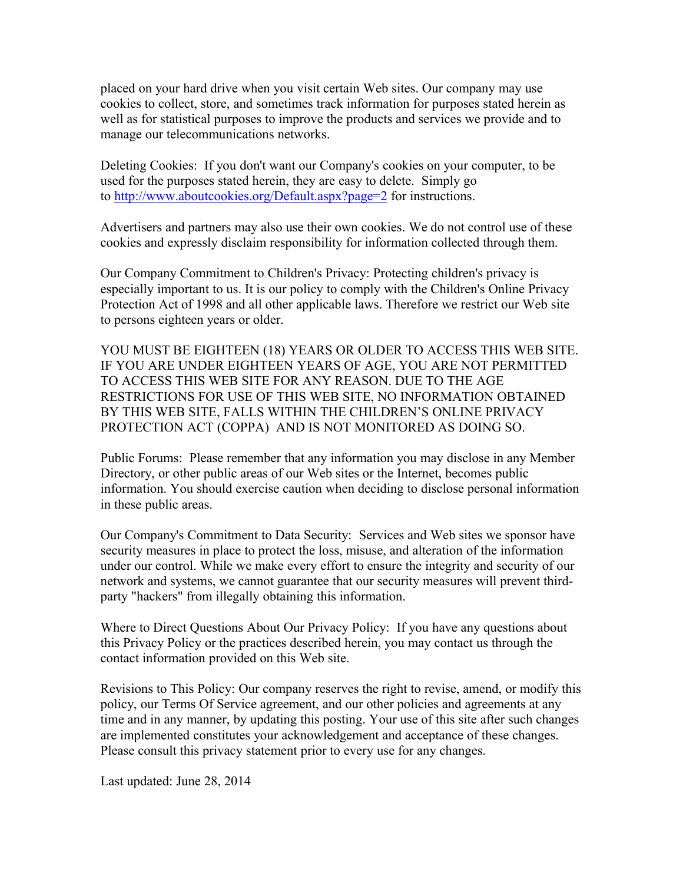placed on your hard drive when you visit certain Web sites. Our company may use cookies to collect, store, and sometimes track information for purposes stated herein as well as for statistical purposes to improve the products and services we provide and to manage our telecommunications networks.

Deleting Cookies: If you don't want our Company's cookies on your computer, to be used for the purposes stated herein, they are easy to delete. Simply go to [http://www.aboutcookies.org/Default.aspx?page=2](http://www.aboutcookies.org/Default.aspx?page=2) for instructions.

Advertisers and partners may also use their own cookies. We do not control use of these cookies and expressly disclaim responsibility for information collected through them.

Our Company Commitment to Children's Privacy: Protecting children's privacy is especially important to us. It is our policy to comply with the Children's Online Privacy Protection Act of 1998 and all other applicable laws. Therefore we restrict our Web site to persons eighteen years or older.

YOU MUST BE EIGHTEEN (18) YEARS OR OLDER TO ACCESS THIS WEB SITE. IF YOU ARE UNDER EIGHTEEN YEARS OF AGE, YOU ARE NOT PERMITTED TO ACCESS THIS WEB SITE FOR ANY REASON. DUE TO THE AGE RESTRICTIONS FOR USE OF THIS WEB SITE, NO INFORMATION OBTAINED BY THIS WEB SITE, FALLS WITHIN THE CHILDREN'S ONLINE PRIVACY PROTECTION ACT (COPPA) AND IS NOT MONITORED AS DOING SO.

Public Forums: Please remember that any information you may disclose in any Member Directory, or other public areas of our Web sites or the Internet, becomes public information. You should exercise caution when deciding to disclose personal information in these public areas.

Our Company's Commitment to Data Security: Services and Web sites we sponsor have security measures in place to protect the loss, misuse, and alteration of the information under our control. While we make every effort to ensure the integrity and security of our network and systems, we cannot guarantee that our security measures will prevent third-party "hackers" from illegally obtaining this information.

Where to Direct Questions About Our Privacy Policy: If you have any questions about this Privacy Policy or the practices described herein, you may contact us through the contact information provided on this Web site.

Revisions to This Policy: Our company reserves the right to revise, amend, or modify this policy, our Terms Of Service agreement, and our other policies and agreements at any time and in any manner, by updating this posting. Your use of this site after such changes are implemented constitutes your acknowledgement and acceptance of these changes. Please consult this privacy statement prior to every use for any changes.

Last updated: June 28, 2014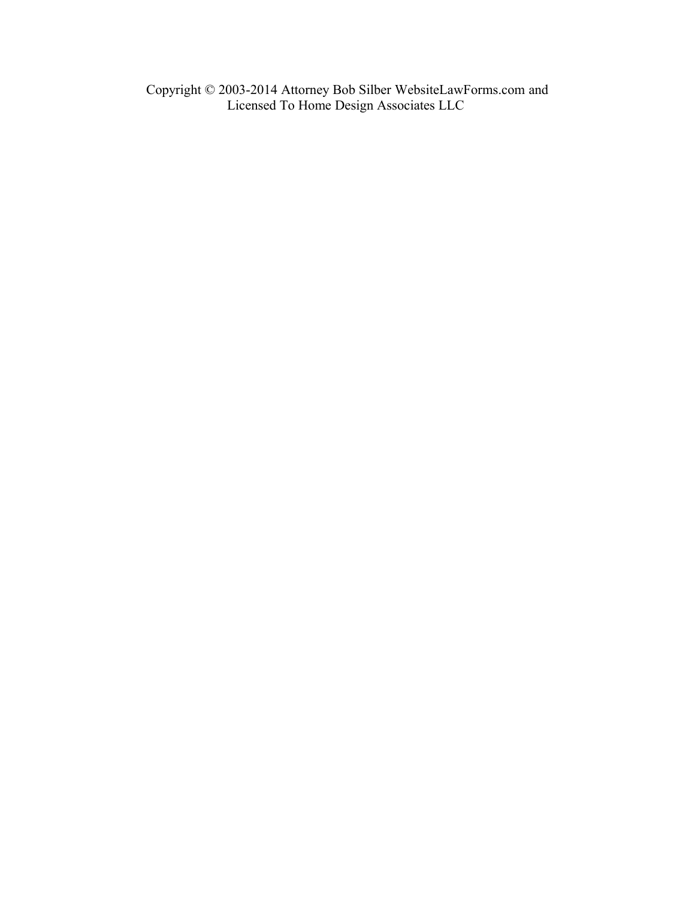Copyright © 2003-2014 Attorney Bob Silber WebsiteLawForms.com and Licensed To Home Design Associates LLC